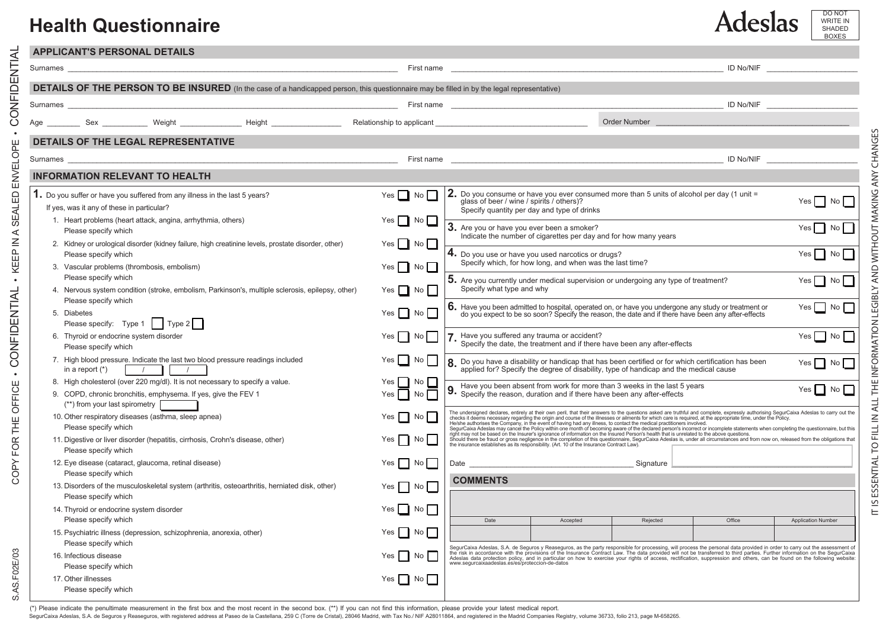# Health Questionnaire

Adeslas

DO NOT WRITE IN SHADED BOXES

COPY FOR THE OFFICE • CONFIDENTIAL • CONFIDENTIAL • KEEP IN A SEALED ENVELOPE • CONFIDENTIAL

IT IS ESSENTIAL TO FILL IN ALL THE INFORMATION LEGIBLY AND WITHOUT MAKING ANY CHANGES

## APPLICANT'S PERSONAL DETAILS

Surnames ____________________ First name ____________________ ID No/NIF ____________________

## DETAILS OF THE PERSON TO BE INSURED (In the case of a handicapped person, this questionnaire may be filled in by the legal representative)

Surnames ____________________ First name ____________________ ID No/NIF ____________________

Age ________ Sex __________ Weight ______________ Height ________________ Relationship to applicant ____________________ Order Number ____________________

## DETAILS OF THE LEGAL REPRESENTATIVE

Surnames ____________________ First name ____________________ ID No/NIF ____________________

## INFORMATION RELEVANT TO HEALTH

**1.** Do you suffer or have you suffered from any illness in the last 5 years? Yes ☐ No ☐

If yes, was it any of these in particular?

1. Heart problems (heart attack, angina, arrhythmia, others) Yes ☐ No ☐
   Please specify which
2. Kidney or urological disorder (kidney failure, high creatinine levels, prostate disorder, other) Yes ☐ No ☐
   Please specify which
3. Vascular problems (thrombosis, embolism) Yes ☐ No ☐
   Please specify which
4. Nervous system condition (stroke, embolism, Parkinson's, multiple sclerosis, epilepsy, other) Yes ☐ No ☐
   Please specify which
5. Diabetes Yes ☐ No ☐
   Please specify: Type 1 ☐ Type 2 ☐
6. Thyroid or endocrine system disorder Yes ☐ No ☐
   Please specify which
7. High blood pressure. Indicate the last two blood pressure readings included in a report (*) [ / ] [ / ] Yes ☐ No ☐
8. High cholesterol (over 220 mg/dl). It is not necessary to specify a value. Yes ☐ No ☐
9. COPD, chronic bronchitis, emphysema. If yes, give the FEV 1 (**) from your last spirometry [ ] Yes ☐ No ☐
10. Other respiratory diseases (asthma, sleep apnea) Yes ☐ No ☐
    Please specify which
11. Digestive or liver disorder (hepatitis, cirrhosis, Crohn's disease, other) Yes ☐ No ☐
    Please specify which
12. Eye disease (cataract, glaucoma, retinal disease) Yes ☐ No ☐
    Please specify which
13. Disorders of the musculoskeletal system (arthritis, osteoarthritis, herniated disk, other) Yes ☐ No ☐
    Please specify which
14. Thyroid or endocrine system disorder Yes ☐ No ☐
    Please specify which
15. Psychiatric illness (depression, schizophrenia, anorexia, other) Yes ☐ No ☐
    Please specify which
16. Infectious disease Yes ☐ No ☐
    Please specify which
17. Other illnesses Yes ☐ No ☐
    Please specify which

**2.** Do you consume or have you ever consumed more than 5 units of alcohol per day (1 unit = glass of beer / wine / spirits / others)? Yes ☐ No ☐
Specify quantity per day and type of drinks

**3.** Are you or have you ever been a smoker? Yes ☐ No ☐
Indicate the number of cigarettes per day and for how many years

**4.** Do you use or have you used narcotics or drugs? Yes ☐ No ☐
Specify which, for how long, and when was the last time?

**5.** Are you currently under medical supervision or undergoing any type of treatment? Yes ☐ No ☐
Specify what type and why

**6.** Have you been admitted to hospital, operated on, or have you undergone any study or treatment or do you expect to be so soon? Specify the reason, the date and if there have been any after-effects Yes ☐ No ☐

**7.** Have you suffered any trauma or accident? Yes ☐ No ☐
Specify the date, the treatment and if there have been any after-effects

**8.** Do you have a disability or handicap that has been certified or for which certification has been applied for? Specify the degree of disability, type of handicap and the medical cause Yes ☐ No ☐

**9.** Have you been absent from work for more than 3 weeks in the last 5 years Yes ☐ No ☐
Specify the reason, duration and if there have been any after-effects

The undersigned declares, entirely at their own peril, that their answers to the questions asked are truthful and complete, expressly authorising SegurCaixa Adeslas to carry out the checks it deems necessary regarding the origin and course of the illnesses or ailments for which care is required, at the appropriate time, under the Policy.
He/she authorises the Company, in the event of having had any illness, to contact the medical practitioners involved.
SegurCaixa Adeslas may cancel the Policy within one month of becoming aware of the declared person's incorrect or incomplete statements when completing the questionnaire, but this right may not be based on the Insurer's ignorance of information on the Insured Person's health that is unrelated to the above questions.
Should there be fraud or gross negligence in the completion of this questionnaire, SegurCaixa Adeslas is, under all circumstances and from now on, released from the obligations that the insurance establishes as its responsibility. (Art. 10 of the Insurance Contract Law).

Date ____________________ Signature ____________________

## COMMENTS

| Date | Accepted | Rejected | Office | Application Number |
|---|---|---|---|---|
| | | | | |

SegurCaixa Adeslas, S.A. de Seguros y Reaseguros, as the party responsible for processing, will process the personal data provided in order to carry out the assessment of the risk in accordance with the provisions of the Insurance Contract Law. The data provided will not be transferred to third parties. Further information on the SegurCaixa Adeslas data protection policy, and in particular on how to exercise your rights of access, rectification, suppression and others, can be found on the following website: www.segurcaixaadeslas.es/es/proteccion-de-datos

(*) Please indicate the penultimate measurement in the first box and the most recent in the second box. (**) If you can not find this information, please provide your latest medical report.

SegurCaixa Adeslas, S.A. de Seguros y Reaseguros, with registered address at Paseo de la Castellana, 259 C (Torre de Cristal), 28046 Madrid, with Tax No./ NIF A28011864, and registered in the Madrid Companies Registry, volume 36733, folio 213, page M-658265.

S.AS.F02E/03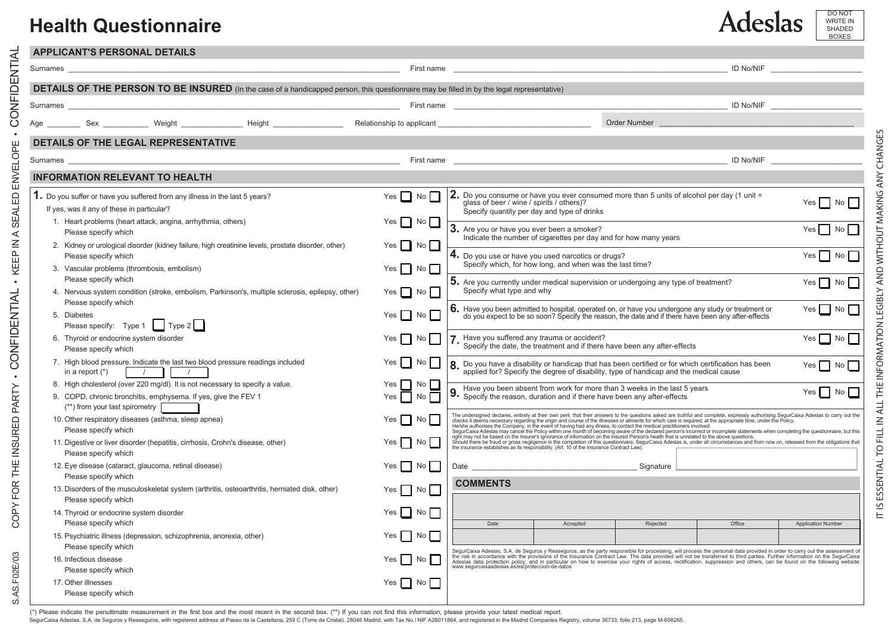# Health Questionnaire

Adeslas

DO NOT WRITE IN SHADED BOXES

## APPLICANT'S PERSONAL DETAILS

Surnames ______________________ First name ______________________ ID No/NIF ______________________

## DETAILS OF THE PERSON TO BE INSURED (In the case of a handicapped person, this questionnaire may be filled in by the legal representative)

Surnames ______________________ First name ______________________ ID No/NIF ______________________

Age ________ Sex __________ Weight ______________ Height ________________ Relationship to applicant ______________________ Order Number ______________________

## DETAILS OF THE LEGAL REPRESENTATIVE

Surnames ______________________ First name ______________________ ID No/NIF ______________________

## INFORMATION RELEVANT TO HEALTH

**1.** Do you suffer or have you suffered from any illness in the last 5 years? Yes ☐ No ☐

If yes, was it any of these in particular?

1. Heart problems (heart attack, angina, arrhythmia, others) Yes ☐ No ☐
   Please specify which
2. Kidney or urological disorder (kidney failure, high creatinine levels, prostate disorder, other) Yes ☐ No ☐
   Please specify which
3. Vascular problems (thrombosis, embolism) Yes ☐ No ☐
   Please specify which
4. Nervous system condition (stroke, embolism, Parkinson's, multiple sclerosis, epilepsy, other) Yes ☐ No ☐
   Please specify which
5. Diabetes Yes ☐ No ☐
   Please specify: Type 1 ☐ Type 2 ☐
6. Thyroid or endocrine system disorder Yes ☐ No ☐
   Please specify which
7. High blood pressure. Indicate the last two blood pressure readings included in a report (*) [ / ] [ / ] Yes ☐ No ☐
8. High cholesterol (over 220 mg/dl). It is not necessary to specify a value. Yes ☐ No ☐
9. COPD, chronic bronchitis, emphysema. If yes, give the FEV 1 (**) from your last spirometry [ ] Yes ☐ No ☐
10. Other respiratory diseases (asthma, sleep apnea) Yes ☐ No ☐
    Please specify which
11. Digestive or liver disorder (hepatitis, cirrhosis, Crohn's disease, other) Yes ☐ No ☐
    Please specify which
12. Eye disease (cataract, glaucoma, retinal disease) Yes ☐ No ☐
    Please specify which
13. Disorders of the musculoskeletal system (arthritis, osteoarthritis, herniated disk, other) Yes ☐ No ☐
    Please specify which
14. Thyroid or endocrine system disorder Yes ☐ No ☐
    Please specify which
15. Psychiatric illness (depression, schizophrenia, anorexia, other) Yes ☐ No ☐
    Please specify which
16. Infectious disease Yes ☐ No ☐
    Please specify which
17. Other illnesses Yes ☐ No ☐
    Please specify which

**2.** Do you consume or have you ever consumed more than 5 units of alcohol per day (1 unit = glass of beer / wine / spirits / others)? Yes ☐ No ☐
Specify quantity per day and type of drinks

**3.** Are you or have you ever been a smoker? Yes ☐ No ☐
Indicate the number of cigarettes per day and for how many years

**4.** Do you use or have you used narcotics or drugs? Yes ☐ No ☐
Specify which, for how long, and when was the last time?

**5.** Are you currently under medical supervision or undergoing any type of treatment? Yes ☐ No ☐
Specify what type and why

**6.** Have you been admitted to hospital, operated on, or have you undergone any study or treatment or do you expect to be so soon? Specify the reason, the date and if there have been any after-effects Yes ☐ No ☐

**7.** Have you suffered any trauma or accident? Yes ☐ No ☐
Specify the date, the treatment and if there have been any after-effects

**8.** Do you have a disability or handicap that has been certified or for which certification has been applied for? Specify the degree of disability, type of handicap and the medical cause Yes ☐ No ☐

**9.** Have you been absent from work for more than 3 weeks in the last 5 years Yes ☐ No ☐
Specify the reason, duration and if there have been any after-effects

The undersigned declares, entirely at their own peril, that their answers to the questions asked are truthful and complete, expressly authorising SegurCaixa Adeslas to carry out the checks it deems necessary regarding the origin and course of the illnesses or ailments for which care is required, at the appropriate time, under the Policy.
He/she authorises the Company, in the event of having had any illness, to contact the medical practitioners involved.
SegurCaixa Adeslas may cancel the Policy within one month of becoming aware of the declared person's incorrect or incomplete statements when completing the questionnaire, but this right may not be based on the Insurer's ignorance of information on the Insured Person's health that is unrelated to the above questions.
Should there be fraud or gross negligence in the completion of this questionnaire, SegurCaixa Adeslas is, under all circumstances and from now on, released from the obligations that the insurance establishes as its responsibility. (Art. 10 of the Insurance Contract Law).

Date ______________________ Signature ______________________

## COMMENTS

| Date | Accepted | Rejected | Office | Application Number |
|---|---|---|---|---|
| | | | | |

SegurCaixa Adeslas, S.A. de Seguros y Reaseguros, as the party responsible for processing, will process the personal data provided in order to carry out the assessment of the risk in accordance with the provisions of the Insurance Contract Law. The data provided will not be transferred to third parties. Further information on the SegurCaixa Adeslas data protection policy, and in particular on how to exercise your rights of access, rectification, suppression and others, can be found on the following website: www.segurcaixaadeslas.es/es/proteccion-de-datos

(*) Please indicate the penultimate measurement in the first box and the most recent in the second box. (**) If you can not find this information, please provide your latest medical report.

SegurCaixa Adeslas, S.A. de Seguros y Reaseguros, with registered address at Paseo de la Castellana, 259 C (Torre de Cristal), 28046 Madrid, with Tax No./ NIF A28011864, and registered in the Madrid Companies Registry, volume 36733, folio 213, page M-658265.

COPY FOR THE INSURED PARTY • CONFIDENTIAL • KEEP IN A SEALED ENVELOPE • CONFIDENTIAL

IT IS ESSENTIAL TO FILL IN ALL THE INFORMATION LEGIBLY AND WITHOUT MAKING ANY CHANGES

S.AS.F02E/03